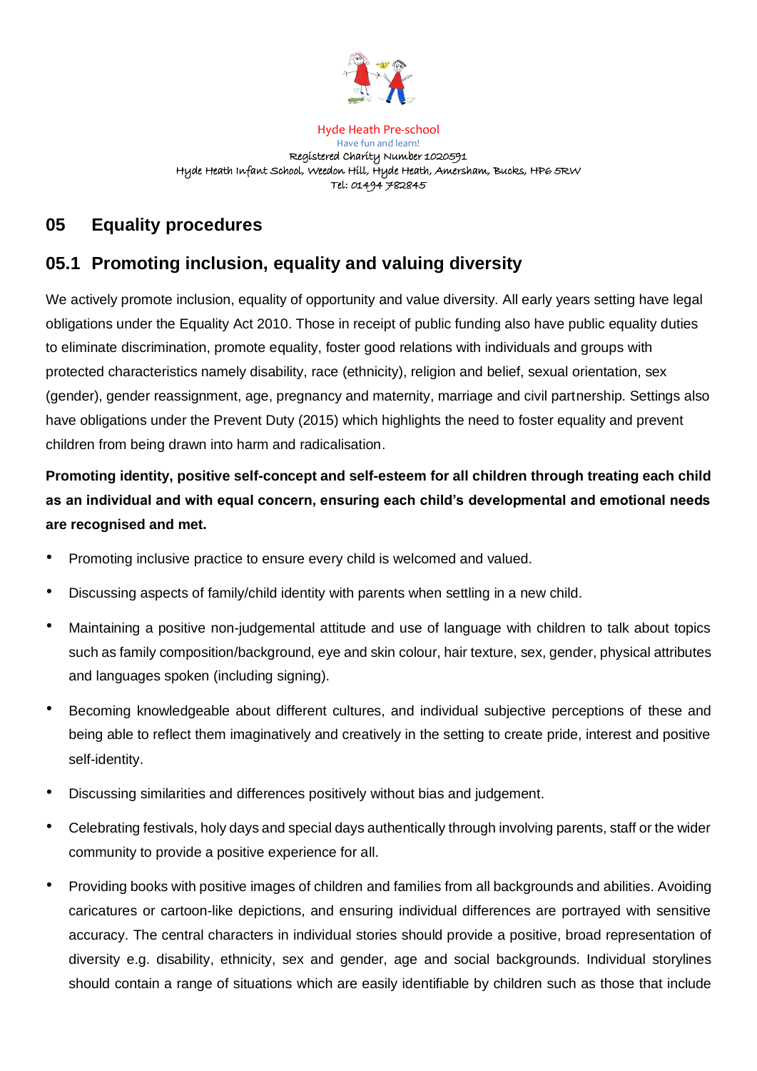Hyde Heath Pre-school
Have fun and learn!
Registered Charity Number 1020591
Hyde Heath Infant School, Weedon Hill, Hyde Heath, Amersham, Bucks, HP6 5RW
Tel: 01494 782845

# 05 Equality procedures

## 05.1 Promoting inclusion, equality and valuing diversity

We actively promote inclusion, equality of opportunity and value diversity. All early years setting have legal obligations under the Equality Act 2010. Those in receipt of public funding also have public equality duties to eliminate discrimination, promote equality, foster good relations with individuals and groups with protected characteristics namely disability, race (ethnicity), religion and belief, sexual orientation, sex (gender), gender reassignment, age, pregnancy and maternity, marriage and civil partnership. Settings also have obligations under the Prevent Duty (2015) which highlights the need to foster equality and prevent children from being drawn into harm and radicalisation.

**Promoting identity, positive self-concept and self-esteem for all children through treating each child as an individual and with equal concern, ensuring each child's developmental and emotional needs are recognised and met.**

- Promoting inclusive practice to ensure every child is welcomed and valued.
- Discussing aspects of family/child identity with parents when settling in a new child.
- Maintaining a positive non-judgemental attitude and use of language with children to talk about topics such as family composition/background, eye and skin colour, hair texture, sex, gender, physical attributes and languages spoken (including signing).
- Becoming knowledgeable about different cultures, and individual subjective perceptions of these and being able to reflect them imaginatively and creatively in the setting to create pride, interest and positive self-identity.
- Discussing similarities and differences positively without bias and judgement.
- Celebrating festivals, holy days and special days authentically through involving parents, staff or the wider community to provide a positive experience for all.
- Providing books with positive images of children and families from all backgrounds and abilities. Avoiding caricatures or cartoon-like depictions, and ensuring individual differences are portrayed with sensitive accuracy. The central characters in individual stories should provide a positive, broad representation of diversity e.g. disability, ethnicity, sex and gender, age and social backgrounds. Individual storylines should contain a range of situations which are easily identifiable by children such as those that include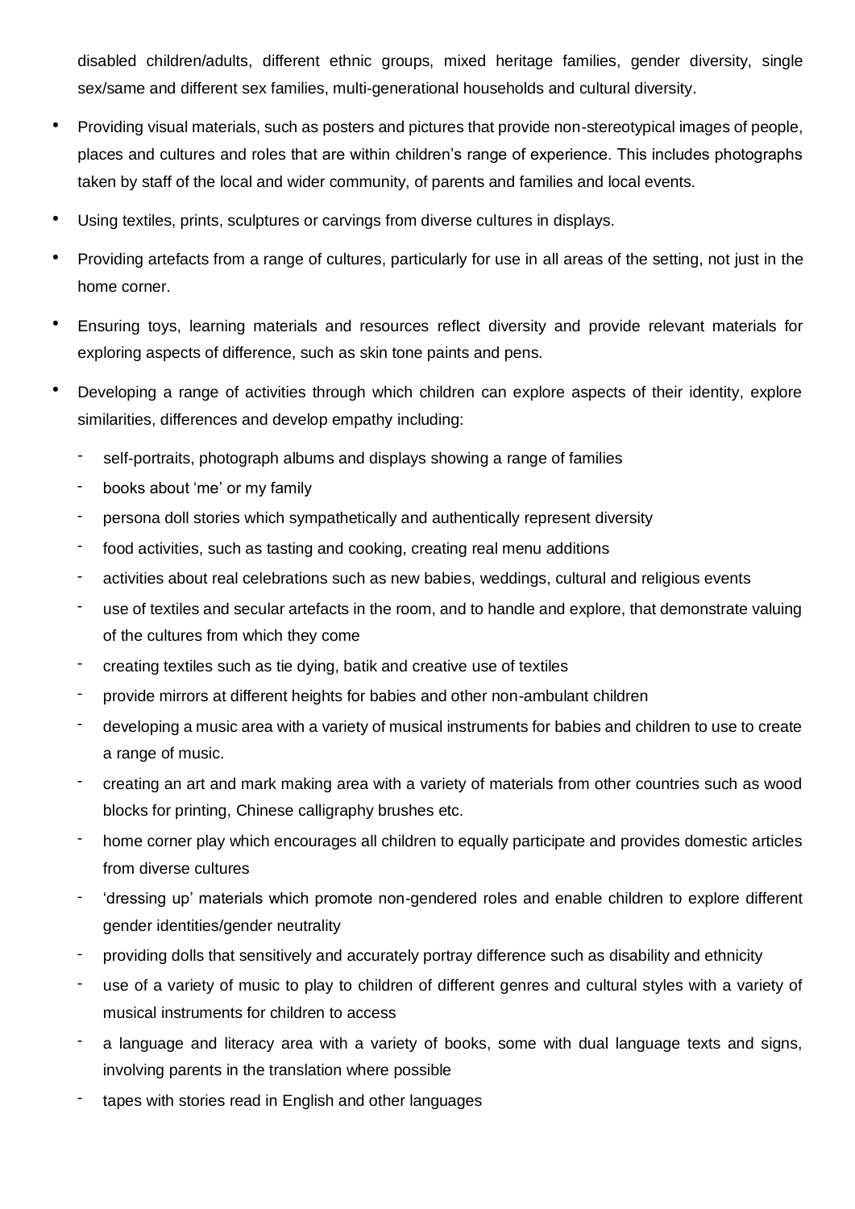disabled children/adults, different ethnic groups, mixed heritage families, gender diversity, single sex/same and different sex families, multi-generational households and cultural diversity.

- Providing visual materials, such as posters and pictures that provide non-stereotypical images of people, places and cultures and roles that are within children's range of experience. This includes photographs taken by staff of the local and wider community, of parents and families and local events.
- Using textiles, prints, sculptures or carvings from diverse cultures in displays.
- Providing artefacts from a range of cultures, particularly for use in all areas of the setting, not just in the home corner.
- Ensuring toys, learning materials and resources reflect diversity and provide relevant materials for exploring aspects of difference, such as skin tone paints and pens.
- Developing a range of activities through which children can explore aspects of their identity, explore similarities, differences and develop empathy including:
    - self-portraits, photograph albums and displays showing a range of families
    - books about 'me' or my family
    - persona doll stories which sympathetically and authentically represent diversity
    - food activities, such as tasting and cooking, creating real menu additions
    - activities about real celebrations such as new babies, weddings, cultural and religious events
    - use of textiles and secular artefacts in the room, and to handle and explore, that demonstrate valuing of the cultures from which they come
    - creating textiles such as tie dying, batik and creative use of textiles
    - provide mirrors at different heights for babies and other non-ambulant children
    - developing a music area with a variety of musical instruments for babies and children to use to create a range of music.
    - creating an art and mark making area with a variety of materials from other countries such as wood blocks for printing, Chinese calligraphy brushes etc.
    - home corner play which encourages all children to equally participate and provides domestic articles from diverse cultures
    - 'dressing up' materials which promote non-gendered roles and enable children to explore different gender identities/gender neutrality
    - providing dolls that sensitively and accurately portray difference such as disability and ethnicity
    - use of a variety of music to play to children of different genres and cultural styles with a variety of musical instruments for children to access
    - a language and literacy area with a variety of books, some with dual language texts and signs, involving parents in the translation where possible
    - tapes with stories read in English and other languages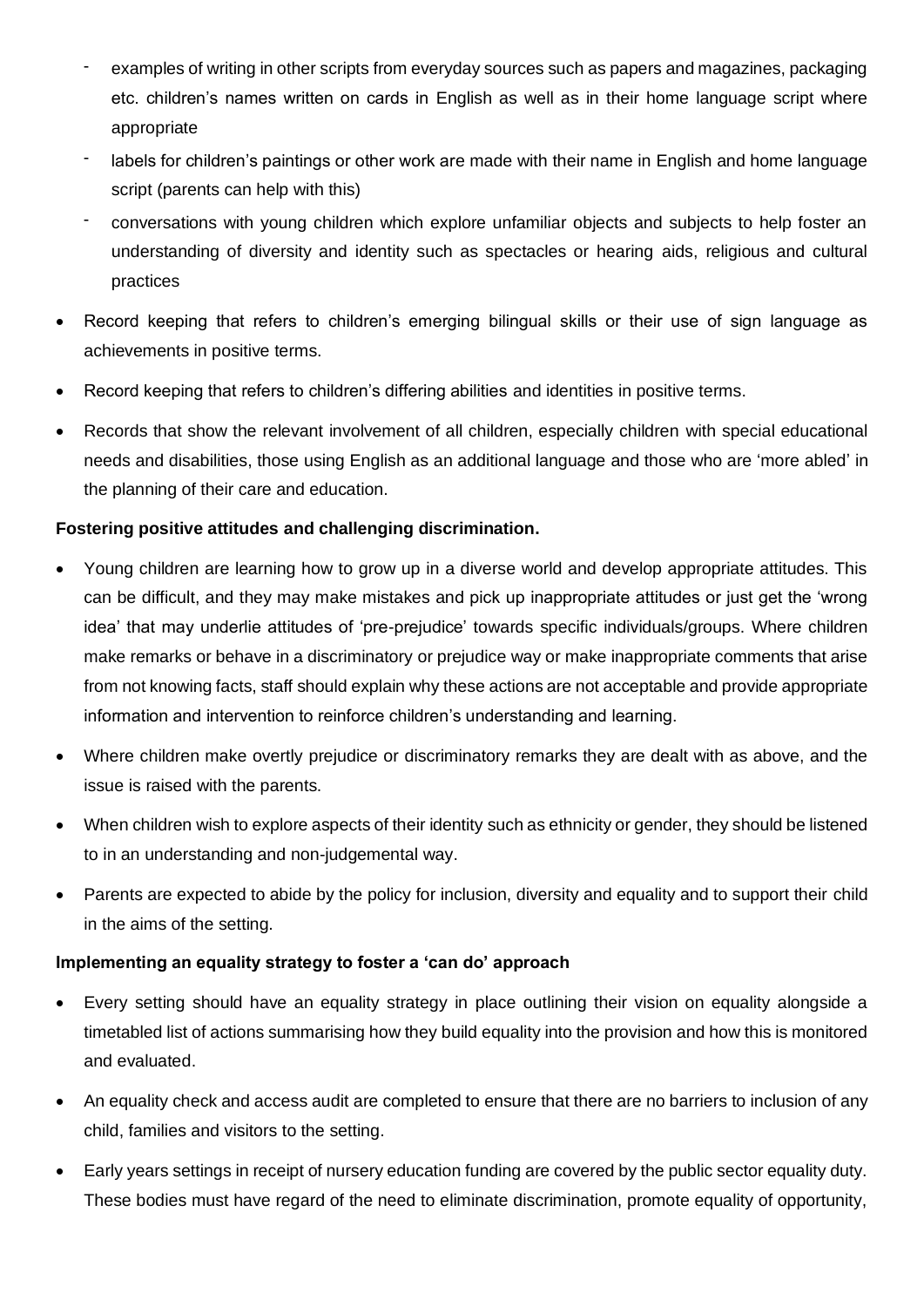- examples of writing in other scripts from everyday sources such as papers and magazines, packaging etc. children's names written on cards in English as well as in their home language script where appropriate
  - labels for children's paintings or other work are made with their name in English and home language script (parents can help with this)
  - conversations with young children which explore unfamiliar objects and subjects to help foster an understanding of diversity and identity such as spectacles or hearing aids, religious and cultural practices

- Record keeping that refers to children's emerging bilingual skills or their use of sign language as achievements in positive terms.
- Record keeping that refers to children's differing abilities and identities in positive terms.
- Records that show the relevant involvement of all children, especially children with special educational needs and disabilities, those using English as an additional language and those who are 'more abled' in the planning of their care and education.

**Fostering positive attitudes and challenging discrimination.**

- Young children are learning how to grow up in a diverse world and develop appropriate attitudes. This can be difficult, and they may make mistakes and pick up inappropriate attitudes or just get the 'wrong idea' that may underlie attitudes of 'pre-prejudice' towards specific individuals/groups. Where children make remarks or behave in a discriminatory or prejudice way or make inappropriate comments that arise from not knowing facts, staff should explain why these actions are not acceptable and provide appropriate information and intervention to reinforce children's understanding and learning.
- Where children make overtly prejudice or discriminatory remarks they are dealt with as above, and the issue is raised with the parents.
- When children wish to explore aspects of their identity such as ethnicity or gender, they should be listened to in an understanding and non-judgemental way.
- Parents are expected to abide by the policy for inclusion, diversity and equality and to support their child in the aims of the setting.

**Implementing an equality strategy to foster a 'can do' approach**

- Every setting should have an equality strategy in place outlining their vision on equality alongside a timetabled list of actions summarising how they build equality into the provision and how this is monitored and evaluated.
- An equality check and access audit are completed to ensure that there are no barriers to inclusion of any child, families and visitors to the setting.
- Early years settings in receipt of nursery education funding are covered by the public sector equality duty. These bodies must have regard of the need to eliminate discrimination, promote equality of opportunity,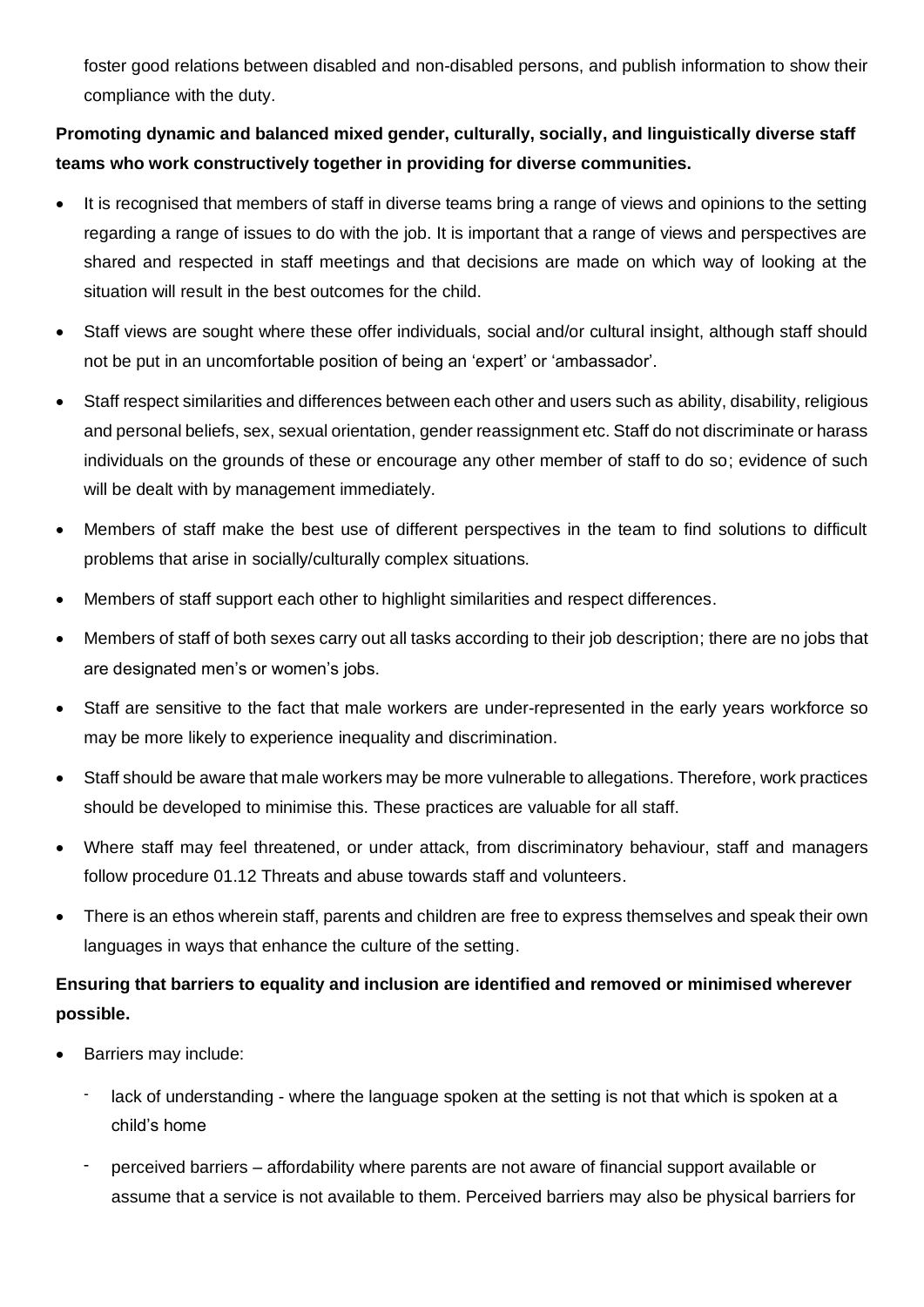foster good relations between disabled and non-disabled persons, and publish information to show their compliance with the duty.

**Promoting dynamic and balanced mixed gender, culturally, socially, and linguistically diverse staff teams who work constructively together in providing for diverse communities.**

- It is recognised that members of staff in diverse teams bring a range of views and opinions to the setting regarding a range of issues to do with the job. It is important that a range of views and perspectives are shared and respected in staff meetings and that decisions are made on which way of looking at the situation will result in the best outcomes for the child.
- Staff views are sought where these offer individuals, social and/or cultural insight, although staff should not be put in an uncomfortable position of being an 'expert' or 'ambassador'.
- Staff respect similarities and differences between each other and users such as ability, disability, religious and personal beliefs, sex, sexual orientation, gender reassignment etc. Staff do not discriminate or harass individuals on the grounds of these or encourage any other member of staff to do so; evidence of such will be dealt with by management immediately.
- Members of staff make the best use of different perspectives in the team to find solutions to difficult problems that arise in socially/culturally complex situations.
- Members of staff support each other to highlight similarities and respect differences.
- Members of staff of both sexes carry out all tasks according to their job description; there are no jobs that are designated men's or women's jobs.
- Staff are sensitive to the fact that male workers are under-represented in the early years workforce so may be more likely to experience inequality and discrimination.
- Staff should be aware that male workers may be more vulnerable to allegations. Therefore, work practices should be developed to minimise this. These practices are valuable for all staff.
- Where staff may feel threatened, or under attack, from discriminatory behaviour, staff and managers follow procedure 01.12 Threats and abuse towards staff and volunteers.
- There is an ethos wherein staff, parents and children are free to express themselves and speak their own languages in ways that enhance the culture of the setting.

**Ensuring that barriers to equality and inclusion are identified and removed or minimised wherever possible.**

- Barriers may include:
  - lack of understanding - where the language spoken at the setting is not that which is spoken at a child's home
  - perceived barriers – affordability where parents are not aware of financial support available or assume that a service is not available to them. Perceived barriers may also be physical barriers for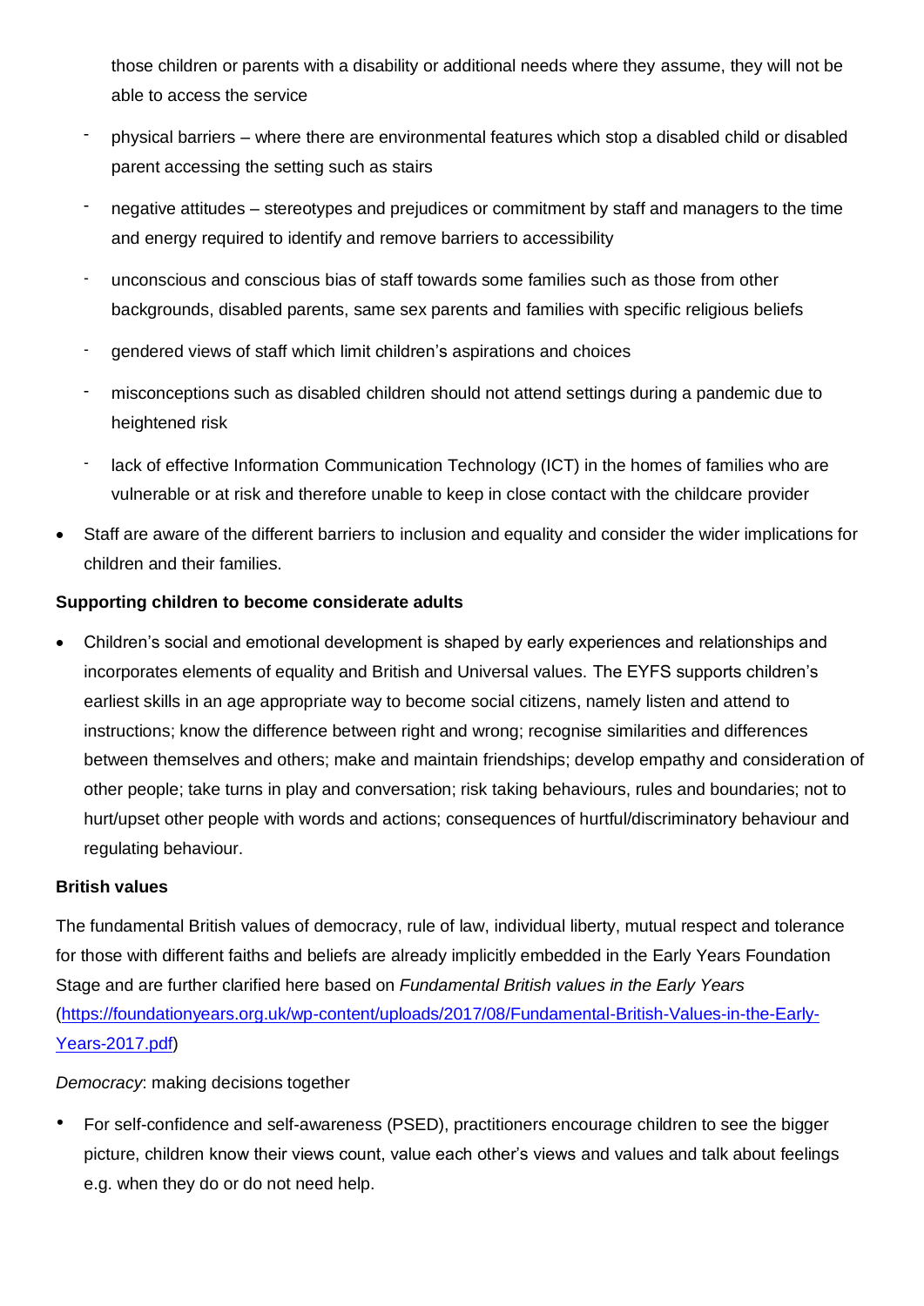those children or parents with a disability or additional needs where they assume, they will not be able to access the service

- physical barriers – where there are environmental features which stop a disabled child or disabled parent accessing the setting such as stairs
- negative attitudes – stereotypes and prejudices or commitment by staff and managers to the time and energy required to identify and remove barriers to accessibility
- unconscious and conscious bias of staff towards some families such as those from other backgrounds, disabled parents, same sex parents and families with specific religious beliefs
- gendered views of staff which limit children's aspirations and choices
- misconceptions such as disabled children should not attend settings during a pandemic due to heightened risk
- lack of effective Information Communication Technology (ICT) in the homes of families who are vulnerable or at risk and therefore unable to keep in close contact with the childcare provider

- Staff are aware of the different barriers to inclusion and equality and consider the wider implications for children and their families.

**Supporting children to become considerate adults**

- Children's social and emotional development is shaped by early experiences and relationships and incorporates elements of equality and British and Universal values. The EYFS supports children's earliest skills in an age appropriate way to become social citizens, namely listen and attend to instructions; know the difference between right and wrong; recognise similarities and differences between themselves and others; make and maintain friendships; develop empathy and consideration of other people; take turns in play and conversation; risk taking behaviours, rules and boundaries; not to hurt/upset other people with words and actions; consequences of hurtful/discriminatory behaviour and regulating behaviour.

**British values**

The fundamental British values of democracy, rule of law, individual liberty, mutual respect and tolerance for those with different faiths and beliefs are already implicitly embedded in the Early Years Foundation Stage and are further clarified here based on *Fundamental British values in the Early Years* ([https://foundationyears.org.uk/wp-content/uploads/2017/08/Fundamental-British-Values-in-the-Early-Years-2017.pdf](https://foundationyears.org.uk/wp-content/uploads/2017/08/Fundamental-British-Values-in-the-Early-Years-2017.pdf))

*Democracy*: making decisions together

- For self-confidence and self-awareness (PSED), practitioners encourage children to see the bigger picture, children know their views count, value each other's views and values and talk about feelings e.g. when they do or do not need help.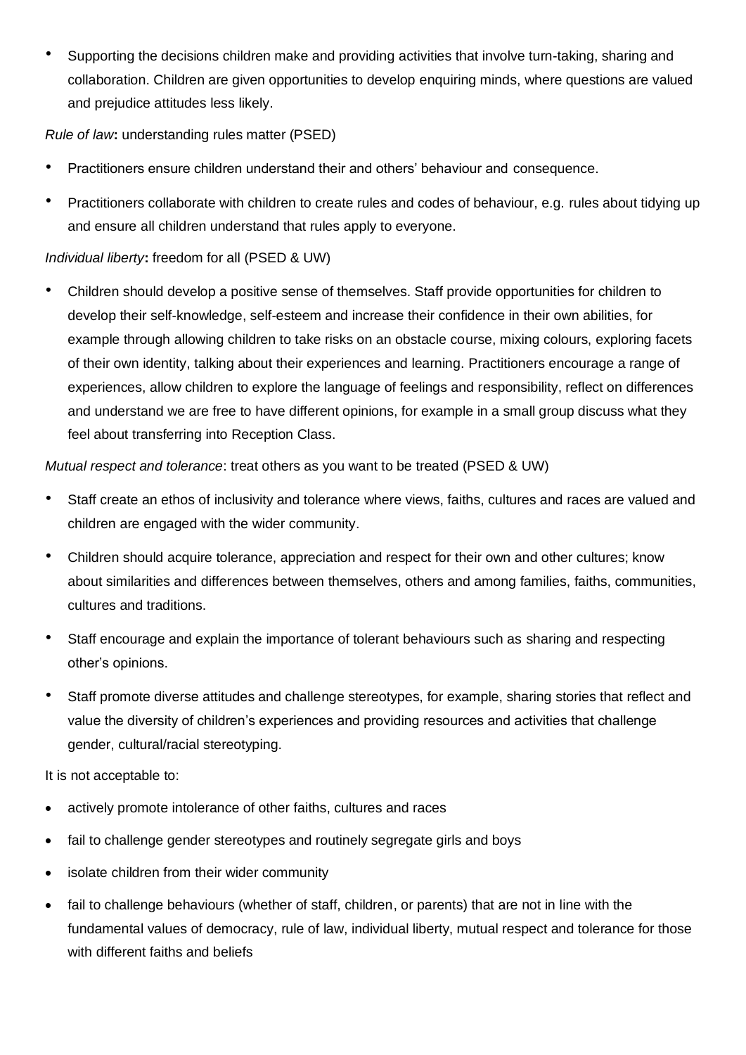- Supporting the decisions children make and providing activities that involve turn-taking, sharing and collaboration. Children are given opportunities to develop enquiring minds, where questions are valued and prejudice attitudes less likely.

*Rule of law***:** understanding rules matter (PSED)

- Practitioners ensure children understand their and others' behaviour and consequence.
- Practitioners collaborate with children to create rules and codes of behaviour, e.g. rules about tidying up and ensure all children understand that rules apply to everyone.

*Individual liberty***:** freedom for all (PSED & UW)

- Children should develop a positive sense of themselves. Staff provide opportunities for children to develop their self-knowledge, self-esteem and increase their confidence in their own abilities, for example through allowing children to take risks on an obstacle course, mixing colours, exploring facets of their own identity, talking about their experiences and learning. Practitioners encourage a range of experiences, allow children to explore the language of feelings and responsibility, reflect on differences and understand we are free to have different opinions, for example in a small group discuss what they feel about transferring into Reception Class.

*Mutual respect and tolerance*: treat others as you want to be treated (PSED & UW)

- Staff create an ethos of inclusivity and tolerance where views, faiths, cultures and races are valued and children are engaged with the wider community.
- Children should acquire tolerance, appreciation and respect for their own and other cultures; know about similarities and differences between themselves, others and among families, faiths, communities, cultures and traditions.
- Staff encourage and explain the importance of tolerant behaviours such as sharing and respecting other's opinions.
- Staff promote diverse attitudes and challenge stereotypes, for example, sharing stories that reflect and value the diversity of children's experiences and providing resources and activities that challenge gender, cultural/racial stereotyping.

It is not acceptable to:

- actively promote intolerance of other faiths, cultures and races
- fail to challenge gender stereotypes and routinely segregate girls and boys
- isolate children from their wider community
- fail to challenge behaviours (whether of staff, children, or parents) that are not in line with the fundamental values of democracy, rule of law, individual liberty, mutual respect and tolerance for those with different faiths and beliefs